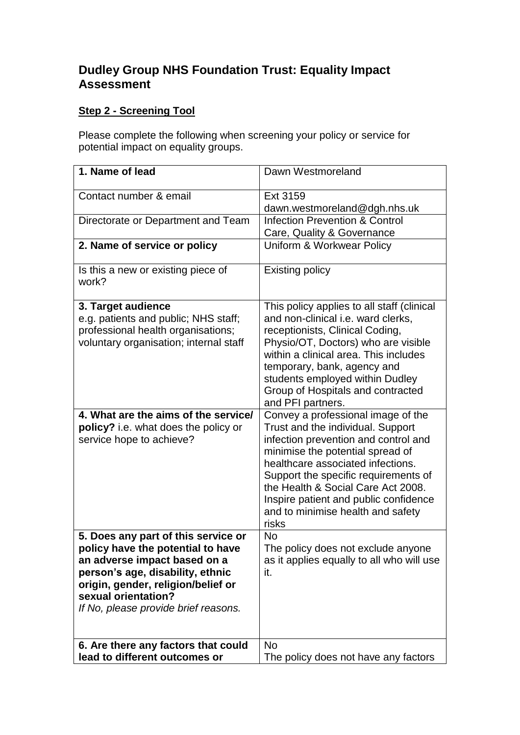## Dudley Group NHS Foundation Trust: Equality Impact Assessment

### Step 2 - Screening Tool

Please complete the following when screening your policy or service for potential impact on equality groups.

| | |
|---|---|
| **1. Name of lead** | Dawn Westmoreland |
| Contact number & email | Ext 3159<br>dawn.westmoreland@dgh.nhs.uk |
| Directorate or Department and Team | Infection Prevention & Control<br>Care, Quality & Governance |
| **2. Name of service or policy** | Uniform & Workwear Policy |
| Is this a new or existing piece of work? | Existing policy |
| **3. Target audience**<br>e.g. patients and public; NHS staff; professional health organisations; voluntary organisation; internal staff | This policy applies to all staff (clinical and non-clinical i.e. ward clerks, receptionists, Clinical Coding, Physio/OT, Doctors) who are visible within a clinical area. This includes temporary, bank, agency and students employed within Dudley Group of Hospitals and contracted and PFI partners. |
| **4. What are the aims of the service/ policy?** i.e. what does the policy or service hope to achieve? | Convey a professional image of the Trust and the individual. Support infection prevention and control and minimise the potential spread of healthcare associated infections. Support the specific requirements of the Health & Social Care Act 2008. Inspire patient and public confidence and to minimise health and safety risks |
| **5. Does any part of this service or policy have the potential to have an adverse impact based on a person's age, disability, ethnic origin, gender, religion/belief or sexual orientation?**<br>*If No, please provide brief reasons.* | No<br>The policy does not exclude anyone as it applies equally to all who will use it. |
| **6. Are there any factors that could lead to different outcomes or** | No<br>The policy does not have any factors |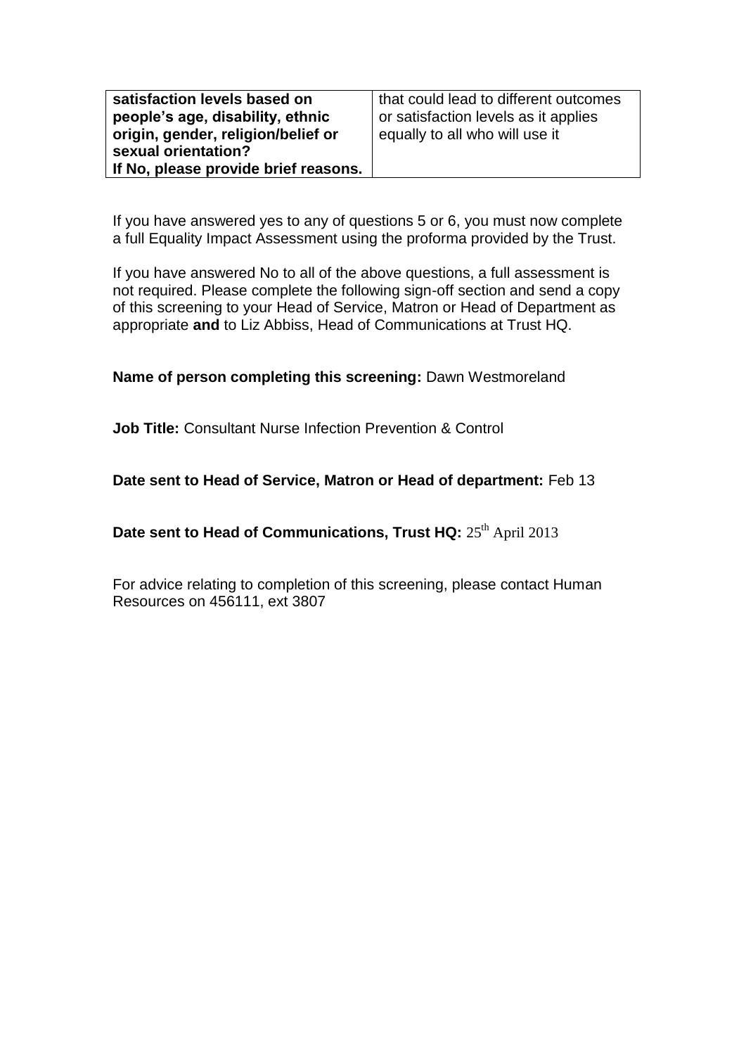| | |
|---|---|
| **satisfaction levels based on people's age, disability, ethnic origin, gender, religion/belief or sexual orientation?**<br>**If No, please provide brief reasons.** | that could lead to different outcomes or satisfaction levels as it applies equally to all who will use it |

If you have answered yes to any of questions 5 or 6, you must now complete a full Equality Impact Assessment using the proforma provided by the Trust.

If you have answered No to all of the above questions, a full assessment is not required. Please complete the following sign-off section and send a copy of this screening to your Head of Service, Matron or Head of Department as appropriate **and** to Liz Abbiss, Head of Communications at Trust HQ.

**Name of person completing this screening:** Dawn Westmoreland

**Job Title:** Consultant Nurse Infection Prevention & Control

**Date sent to Head of Service, Matron or Head of department:** Feb 13

**Date sent to Head of Communications, Trust HQ:** 25th April 2013

For advice relating to completion of this screening, please contact Human Resources on 456111, ext 3807